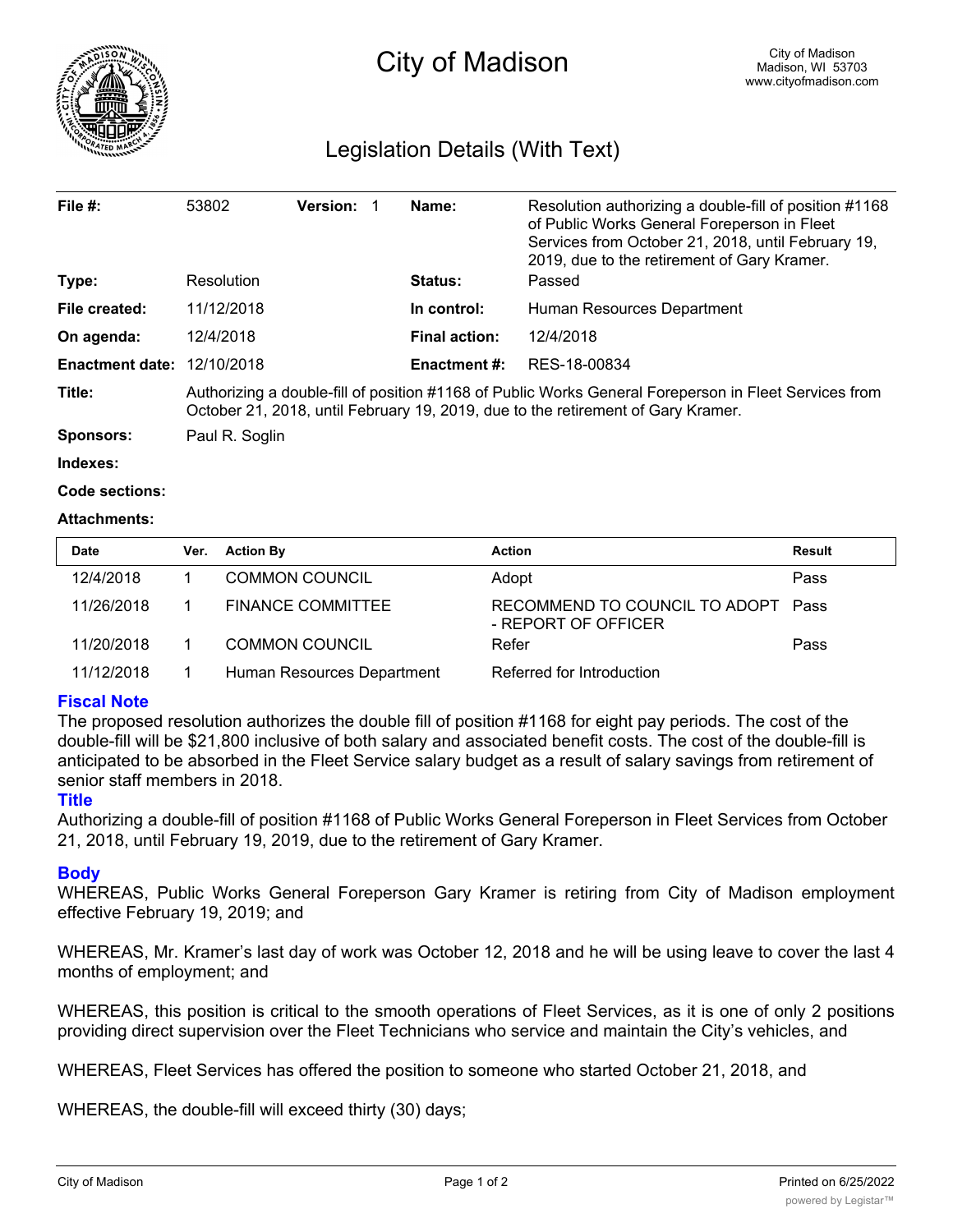# City of Madison

City of Madison
Madison, WI 53703
www.cityofmadison.com

## Legislation Details (With Text)

| | | | |
|---|---|---|---|
| **File #:** | 53802 **Version:** 1 | **Name:** | Resolution authorizing a double-fill of position #1168 of Public Works General Foreperson in Fleet Services from October 21, 2018, until February 19, 2019, due to the retirement of Gary Kramer. |
| **Type:** | Resolution | **Status:** | Passed |
| **File created:** | 11/12/2018 | **In control:** | Human Resources Department |
| **On agenda:** | 12/4/2018 | **Final action:** | 12/4/2018 |
| **Enactment date:** | 12/10/2018 | **Enactment #:** | RES-18-00834 |

**Title:** Authorizing a double-fill of position #1168 of Public Works General Foreperson in Fleet Services from October 21, 2018, until February 19, 2019, due to the retirement of Gary Kramer.

**Sponsors:** Paul R. Soglin

**Indexes:**

**Code sections:**

**Attachments:**

| Date | Ver. | Action By | Action | Result |
|---|---|---|---|---|
| 12/4/2018 | 1 | COMMON COUNCIL | Adopt | Pass |
| 11/26/2018 | 1 | FINANCE COMMITTEE | RECOMMEND TO COUNCIL TO ADOPT - REPORT OF OFFICER | Pass |
| 11/20/2018 | 1 | COMMON COUNCIL | Refer | Pass |
| 11/12/2018 | 1 | Human Resources Department | Referred for Introduction | |

### Fiscal Note

The proposed resolution authorizes the double fill of position #1168 for eight pay periods. The cost of the double-fill will be $21,800 inclusive of both salary and associated benefit costs. The cost of the double-fill is anticipated to be absorbed in the Fleet Service salary budget as a result of salary savings from retirement of senior staff members in 2018.

### Title

Authorizing a double-fill of position #1168 of Public Works General Foreperson in Fleet Services from October 21, 2018, until February 19, 2019, due to the retirement of Gary Kramer.

### Body

WHEREAS, Public Works General Foreperson Gary Kramer is retiring from City of Madison employment effective February 19, 2019; and

WHEREAS, Mr. Kramer's last day of work was October 12, 2018 and he will be using leave to cover the last 4 months of employment; and

WHEREAS, this position is critical to the smooth operations of Fleet Services, as it is one of only 2 positions providing direct supervision over the Fleet Technicians who service and maintain the City's vehicles, and

WHEREAS, Fleet Services has offered the position to someone who started October 21, 2018, and

WHEREAS, the double-fill will exceed thirty (30) days;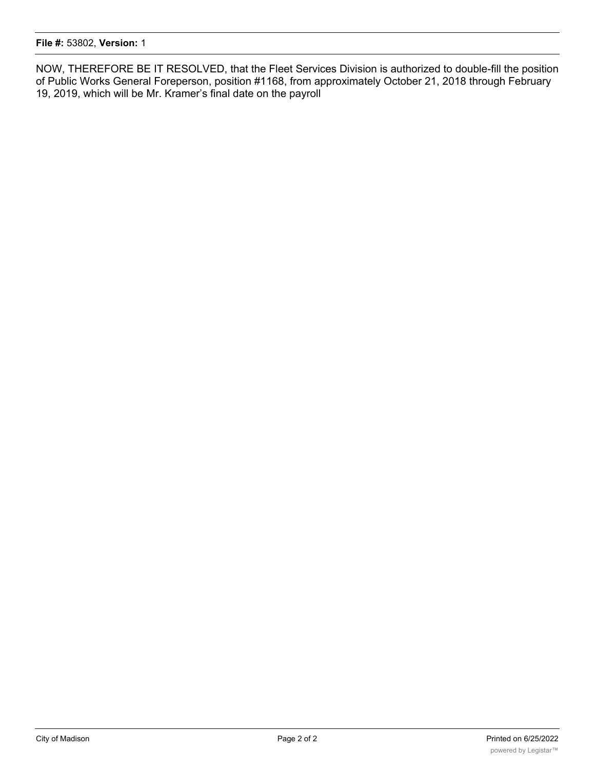NOW, THEREFORE BE IT RESOLVED, that the Fleet Services Division is authorized to double-fill the position of Public Works General Foreperson, position #1168, from approximately October 21, 2018 through February 19, 2019, which will be Mr. Kramer’s final date on the payroll